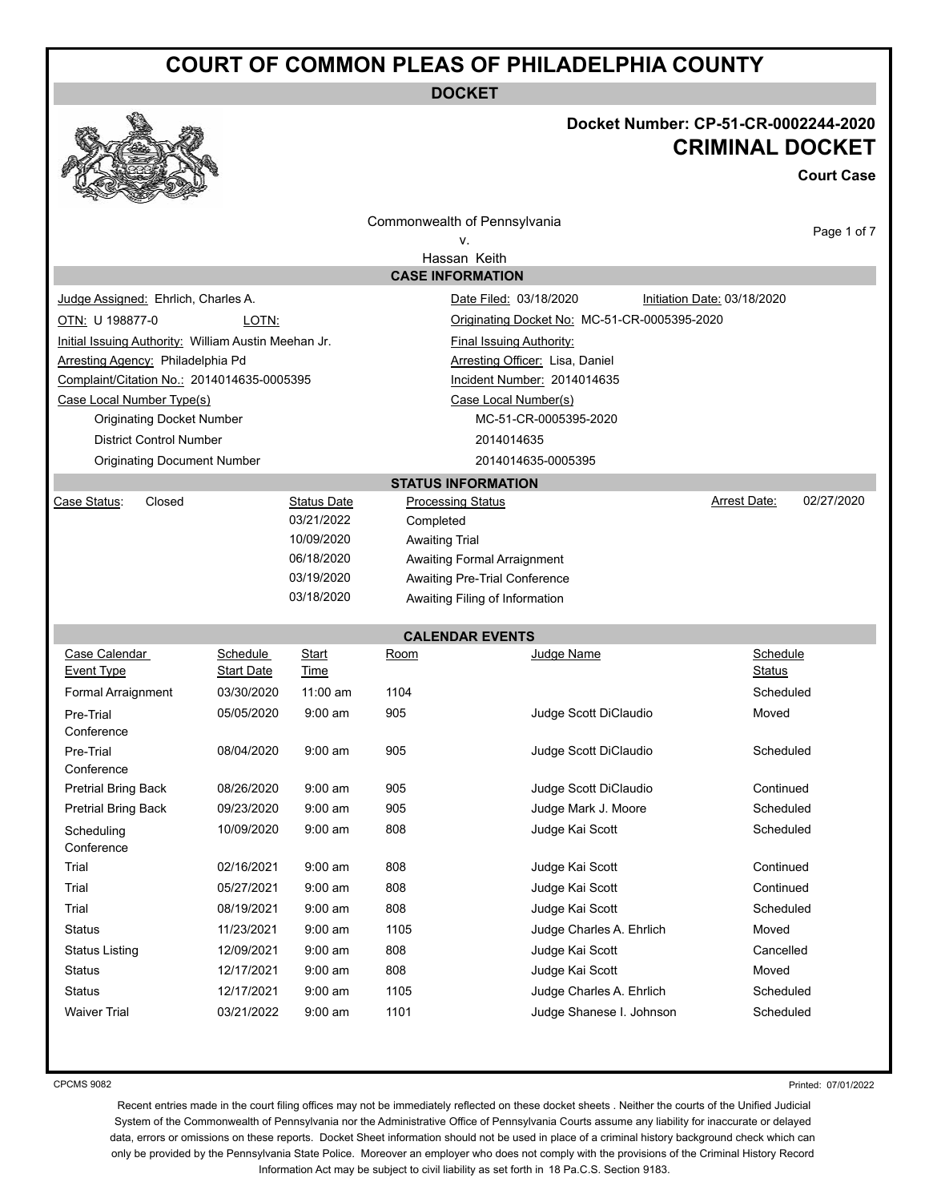# COURT OF COMMON PLEAS OF PHILADELPHIA COUNTY

## DOCKET

**Docket Number: CP-51-CR-0002244-2020**

## CRIMINAL DOCKET

**Court Case**

Commonwealth of Pennsylvania
v.
Hassan Keith

### CASE INFORMATION

| | |
|---|---|
| Judge Assigned: Ehrlich, Charles A. | Date Filed: 03/18/2020 &nbsp;&nbsp; Initiation Date: 03/18/2020 |
| OTN: U 198877-0 &nbsp;&nbsp; LOTN: | Originating Docket No: MC-51-CR-0005395-2020 |
| Initial Issuing Authority: William Austin Meehan Jr. | Final Issuing Authority: |
| Arresting Agency: Philadelphia Pd | Arresting Officer: Lisa, Daniel |
| Complaint/Citation No.: 2014014635-0005395 | Incident Number: 2014014635 |

| Case Local Number Type(s) | Case Local Number(s) |
|---|---|
| Originating Docket Number | MC-51-CR-0005395-2020 |
| District Control Number | 2014014635 |
| Originating Document Number | 2014014635-0005395 |

### STATUS INFORMATION

Case Status: Closed

Arrest Date: 02/27/2020

| Status Date | Processing Status |
|---|---|
| 03/21/2022 | Completed |
| 10/09/2020 | Awaiting Trial |
| 06/18/2020 | Awaiting Formal Arraignment |
| 03/19/2020 | Awaiting Pre-Trial Conference |
| 03/18/2020 | Awaiting Filing of Information |

### CALENDAR EVENTS

| Case Calendar Event Type | Schedule Start Date | Start Time | Room | Judge Name | Schedule Status |
|---|---|---|---|---|---|
| Formal Arraignment | 03/30/2020 | 11:00 am | 1104 | | Scheduled |
| Pre-Trial Conference | 05/05/2020 | 9:00 am | 905 | Judge Scott DiClaudio | Moved |
| Pre-Trial Conference | 08/04/2020 | 9:00 am | 905 | Judge Scott DiClaudio | Scheduled |
| Pretrial Bring Back | 08/26/2020 | 9:00 am | 905 | Judge Scott DiClaudio | Continued |
| Pretrial Bring Back | 09/23/2020 | 9:00 am | 905 | Judge Mark J. Moore | Scheduled |
| Scheduling Conference | 10/09/2020 | 9:00 am | 808 | Judge Kai Scott | Scheduled |
| Trial | 02/16/2021 | 9:00 am | 808 | Judge Kai Scott | Continued |
| Trial | 05/27/2021 | 9:00 am | 808 | Judge Kai Scott | Continued |
| Trial | 08/19/2021 | 9:00 am | 808 | Judge Kai Scott | Scheduled |
| Status | 11/23/2021 | 9:00 am | 1105 | Judge Charles A. Ehrlich | Moved |
| Status Listing | 12/09/2021 | 9:00 am | 808 | Judge Kai Scott | Cancelled |
| Status | 12/17/2021 | 9:00 am | 808 | Judge Kai Scott | Moved |
| Status | 12/17/2021 | 9:00 am | 1105 | Judge Charles A. Ehrlich | Scheduled |
| Waiver Trial | 03/21/2022 | 9:00 am | 1101 | Judge Shanese I. Johnson | Scheduled |

CPCMS 9082 &nbsp;&nbsp; Printed: 07/01/2022

Recent entries made in the court filing offices may not be immediately reflected on these docket sheets . Neither the courts of the Unified Judicial System of the Commonwealth of Pennsylvania nor the Administrative Office of Pennsylvania Courts assume any liability for inaccurate or delayed data, errors or omissions on these reports. Docket Sheet information should not be used in place of a criminal history background check which can only be provided by the Pennsylvania State Police. Moreover an employer who does not comply with the provisions of the Criminal History Record Information Act may be subject to civil liability as set forth in 18 Pa.C.S. Section 9183.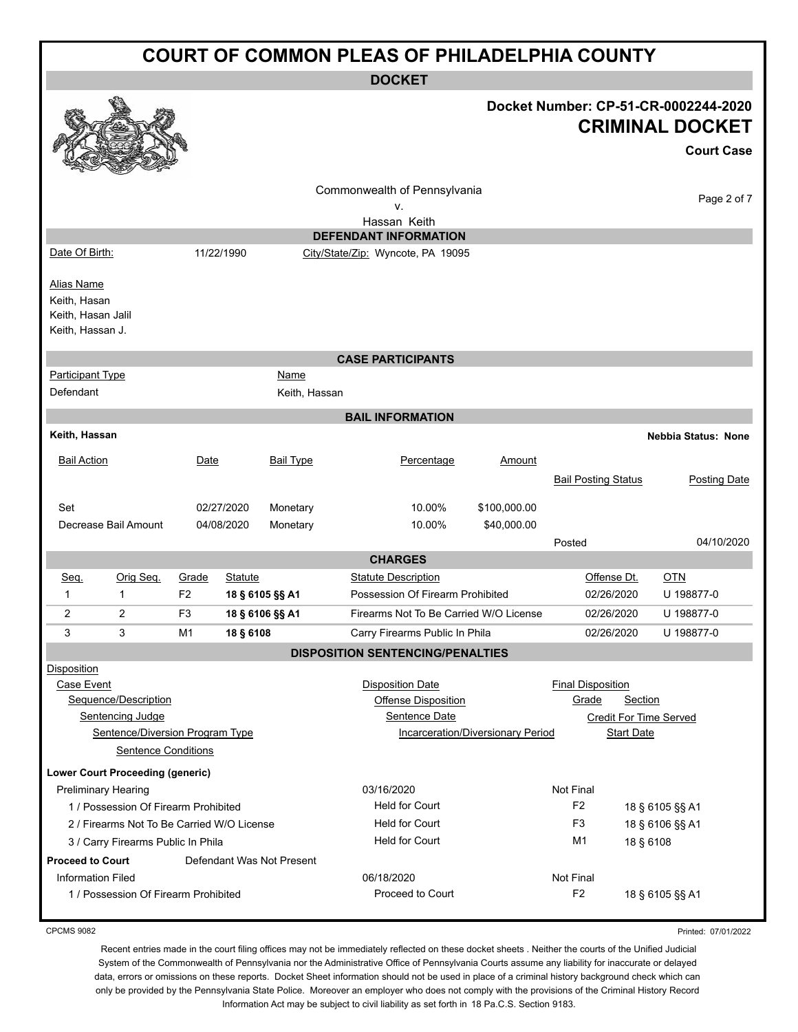# COURT OF COMMON PLEAS OF PHILADELPHIA COUNTY

## DOCKET

**Docket Number: CP-51-CR-0002244-2020**

**CRIMINAL DOCKET**

**Court Case**

Commonwealth of Pennsylvania
v.
Hassan Keith

### DEFENDANT INFORMATION

| Date Of Birth: | 11/22/1990 | City/State/Zip: Wyncote, PA 19095 |
|---|---|---|

Alias Name
Keith, Hasan
Keith, Hasan Jalil
Keith, Hassan J.

### CASE PARTICIPANTS

| Participant Type | Name |
|---|---|
| Defendant | Keith, Hassan |

### BAIL INFORMATION

**Keith, Hassan** — **Nebbia Status: None**

| Bail Action | Date | Bail Type | Percentage | Amount | Bail Posting Status | Posting Date |
|---|---|---|---|---|---|---|
| Set | 02/27/2020 | Monetary | 10.00% | $100,000.00 | | |
| Decrease Bail Amount | 04/08/2020 | Monetary | 10.00% | $40,000.00 | | |
| | | | | | Posted | 04/10/2020 |

### CHARGES

| Seq. | Orig Seq. | Grade | Statute | Statute Description | Offense Dt. | OTN |
|---|---|---|---|---|---|---|
| 1 | 1 | F2 | **18 § 6105 §§ A1** | Possession Of Firearm Prohibited | 02/26/2020 | U 198877-0 |
| 2 | 2 | F3 | **18 § 6106 §§ A1** | Firearms Not To Be Carried W/O License | 02/26/2020 | U 198877-0 |
| 3 | 3 | M1 | **18 § 6108** | Carry Firearms Public In Phila | 02/26/2020 | U 198877-0 |

### DISPOSITION SENTENCING/PENALTIES

Disposition
- Case Event
  - Sequence/Description
    - Sentencing Judge
      - Sentence/Diversion Program Type
        - Sentence Conditions

Disposition Date / Offense Disposition / Sentence Date / Incarceration/Diversionary Period

Final Disposition / Grade / Section / Credit For Time Served / Start Date

**Lower Court Proceeding (generic)**

| Case Event / Sequence/Description | Disposition Date / Offense Disposition | Final Disposition / Grade | Section |
|---|---|---|---|
| Preliminary Hearing | 03/16/2020 | Not Final | |
| 1 / Possession Of Firearm Prohibited | Held for Court | F2 | 18 § 6105 §§ A1 |
| 2 / Firearms Not To Be Carried W/O License | Held for Court | F3 | 18 § 6106 §§ A1 |
| 3 / Carry Firearms Public In Phila | Held for Court | M1 | 18 § 6108 |

**Proceed to Court** — Defendant Was Not Present

| Case Event / Sequence/Description | Disposition Date / Offense Disposition | Final Disposition / Grade | Section |
|---|---|---|---|
| Information Filed | 06/18/2020 | Not Final | |
| 1 / Possession Of Firearm Prohibited | Proceed to Court | F2 | 18 § 6105 §§ A1 |

CPCMS 9082 — Printed: 07/01/2022

Recent entries made in the court filing offices may not be immediately reflected on these docket sheets . Neither the courts of the Unified Judicial System of the Commonwealth of Pennsylvania nor the Administrative Office of Pennsylvania Courts assume any liability for inaccurate or delayed data, errors or omissions on these reports. Docket Sheet information should not be used in place of a criminal history background check which can only be provided by the Pennsylvania State Police. Moreover an employer who does not comply with the provisions of the Criminal History Record Information Act may be subject to civil liability as set forth in 18 Pa.C.S. Section 9183.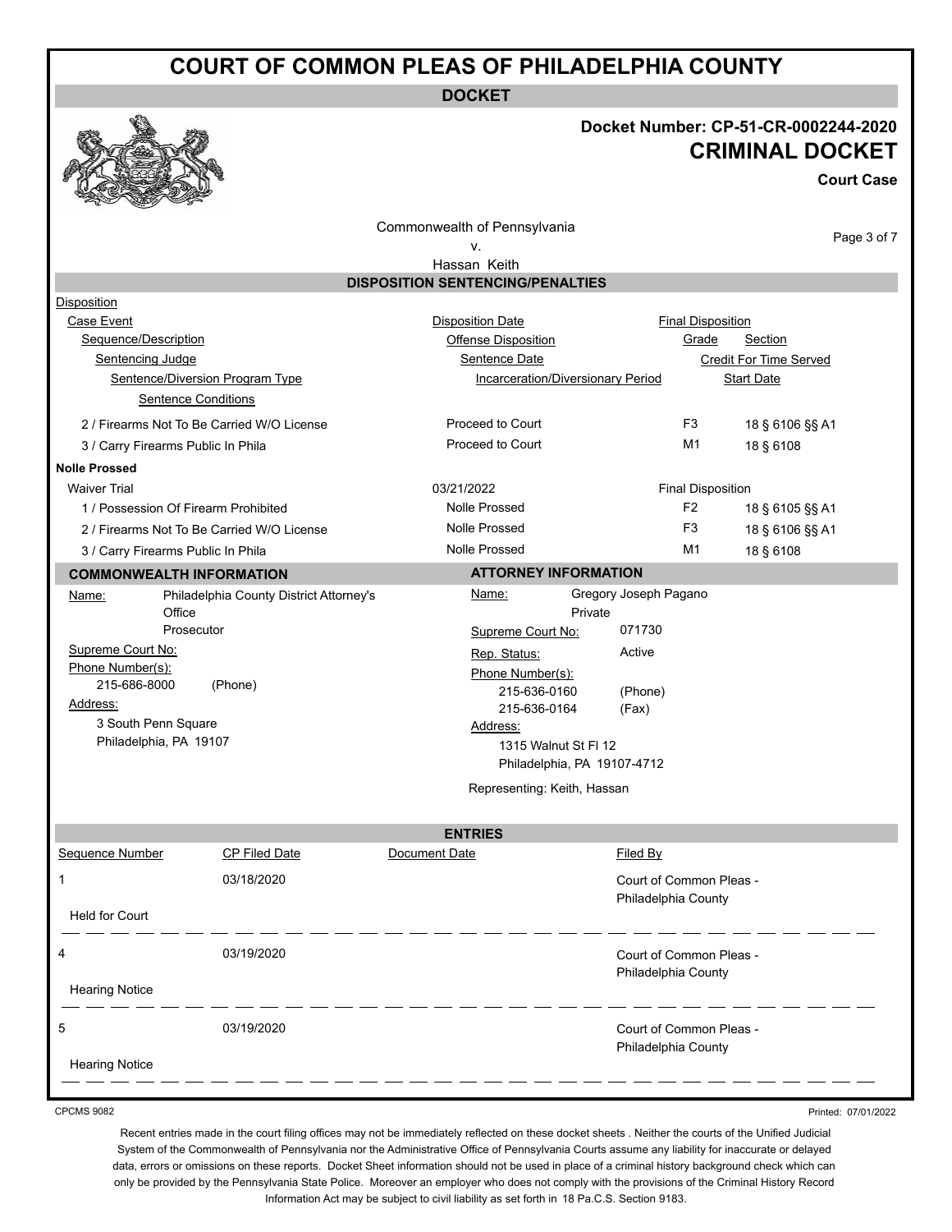# COURT OF COMMON PLEAS OF PHILADELPHIA COUNTY

## DOCKET

**Docket Number: CP-51-CR-0002244-2020**

**CRIMINAL DOCKET**

**Court Case**

Commonwealth of Pennsylvania
v.
Hassan Keith

### DISPOSITION SENTENCING/PENALTIES

Disposition
- Case Event
  - Sequence/Description
    - Sentencing Judge
      - Sentence/Diversion Program Type
        - Sentence Conditions

Disposition Date / Offense Disposition / Sentence Date / Incarceration/Diversionary Period

Final Disposition / Grade / Section / Credit For Time Served / Start Date

| Sequence/Description | Offense Disposition | Grade | Section |
|---|---|---|---|
| 2 / Firearms Not To Be Carried W/O License | Proceed to Court | F3 | 18 § 6106 §§ A1 |
| 3 / Carry Firearms Public In Phila | Proceed to Court | M1 | 18 § 6108 |

**Nolle Prossed**

| Case Event / Sequence/Description | Disposition Date / Offense Disposition | Grade | Section |
|---|---|---|---|
| Waiver Trial | 03/21/2022 | Final Disposition | |
| 1 / Possession Of Firearm Prohibited | Nolle Prossed | F2 | 18 § 6105 §§ A1 |
| 2 / Firearms Not To Be Carried W/O License | Nolle Prossed | F3 | 18 § 6106 §§ A1 |
| 3 / Carry Firearms Public In Phila | Nolle Prossed | M1 | 18 § 6108 |

### COMMONWEALTH INFORMATION

Name: Philadelphia County District Attorney's Office
Prosecutor

Supreme Court No:

Phone Number(s):
215-686-8000 (Phone)

Address:
3 South Penn Square
Philadelphia, PA 19107

### ATTORNEY INFORMATION

Name: Gregory Joseph Pagano
Private

Supreme Court No: 071730

Rep. Status: Active

Phone Number(s):
215-636-0160 (Phone)
215-636-0164 (Fax)

Address:
1315 Walnut St Fl 12
Philadelphia, PA 19107-4712

Representing: Keith, Hassan

### ENTRIES

| Sequence Number | CP Filed Date | Document Date | Filed By |
|---|---|---|---|
| 1 | 03/18/2020 | | Court of Common Pleas - Philadelphia County |
| Held for Court | | | |
| 4 | 03/19/2020 | | Court of Common Pleas - Philadelphia County |
| Hearing Notice | | | |
| 5 | 03/19/2020 | | Court of Common Pleas - Philadelphia County |
| Hearing Notice | | | |

CPCMS 9082

Printed: 07/01/2022

Recent entries made in the court filing offices may not be immediately reflected on these docket sheets . Neither the courts of the Unified Judicial System of the Commonwealth of Pennsylvania nor the Administrative Office of Pennsylvania Courts assume any liability for inaccurate or delayed data, errors or omissions on these reports. Docket Sheet information should not be used in place of a criminal history background check which can only be provided by the Pennsylvania State Police. Moreover an employer who does not comply with the provisions of the Criminal History Record Information Act may be subject to civil liability as set forth in 18 Pa.C.S. Section 9183.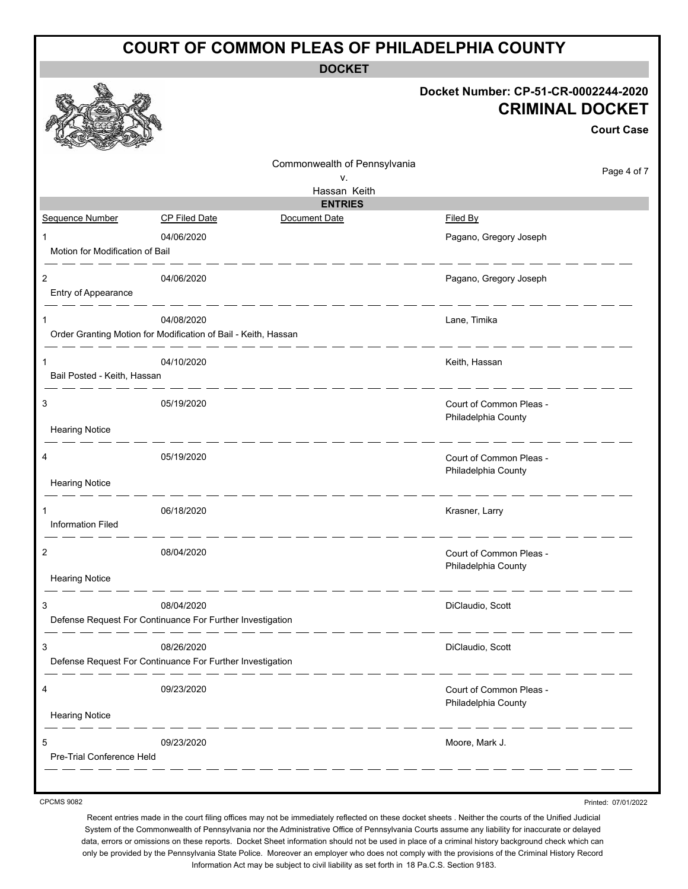# COURT OF COMMON PLEAS OF PHILADELPHIA COUNTY

## DOCKET

**Docket Number: CP-51-CR-0002244-2020**

**CRIMINAL DOCKET**

**Court Case**

Commonwealth of Pennsylvania
v.
Hassan Keith

## ENTRIES

| Sequence Number | CP Filed Date | Document Date | Filed By |
|---|---|---|---|
| 1 | 04/06/2020 | | Pagano, Gregory Joseph |
| Motion for Modification of Bail | | | |
| 2 | 04/06/2020 | | Pagano, Gregory Joseph |
| Entry of Appearance | | | |
| 1 | 04/08/2020 | | Lane, Timika |
| Order Granting Motion for Modification of Bail - Keith, Hassan | | | |
| 1 | 04/10/2020 | | Keith, Hassan |
| Bail Posted - Keith, Hassan | | | |
| 3 | 05/19/2020 | | Court of Common Pleas - Philadelphia County |
| Hearing Notice | | | |
| 4 | 05/19/2020 | | Court of Common Pleas - Philadelphia County |
| Hearing Notice | | | |
| 1 | 06/18/2020 | | Krasner, Larry |
| Information Filed | | | |
| 2 | 08/04/2020 | | Court of Common Pleas - Philadelphia County |
| Hearing Notice | | | |
| 3 | 08/04/2020 | | DiClaudio, Scott |
| Defense Request For Continuance For Further Investigation | | | |
| 3 | 08/26/2020 | | DiClaudio, Scott |
| Defense Request For Continuance For Further Investigation | | | |
| 4 | 09/23/2020 | | Court of Common Pleas - Philadelphia County |
| Hearing Notice | | | |
| 5 | 09/23/2020 | | Moore, Mark J. |
| Pre-Trial Conference Held | | | |

CPCMS 9082

Printed: 07/01/2022

Recent entries made in the court filing offices may not be immediately reflected on these docket sheets . Neither the courts of the Unified Judicial System of the Commonwealth of Pennsylvania nor the Administrative Office of Pennsylvania Courts assume any liability for inaccurate or delayed data, errors or omissions on these reports. Docket Sheet information should not be used in place of a criminal history background check which can only be provided by the Pennsylvania State Police. Moreover an employer who does not comply with the provisions of the Criminal History Record Information Act may be subject to civil liability as set forth in 18 Pa.C.S. Section 9183.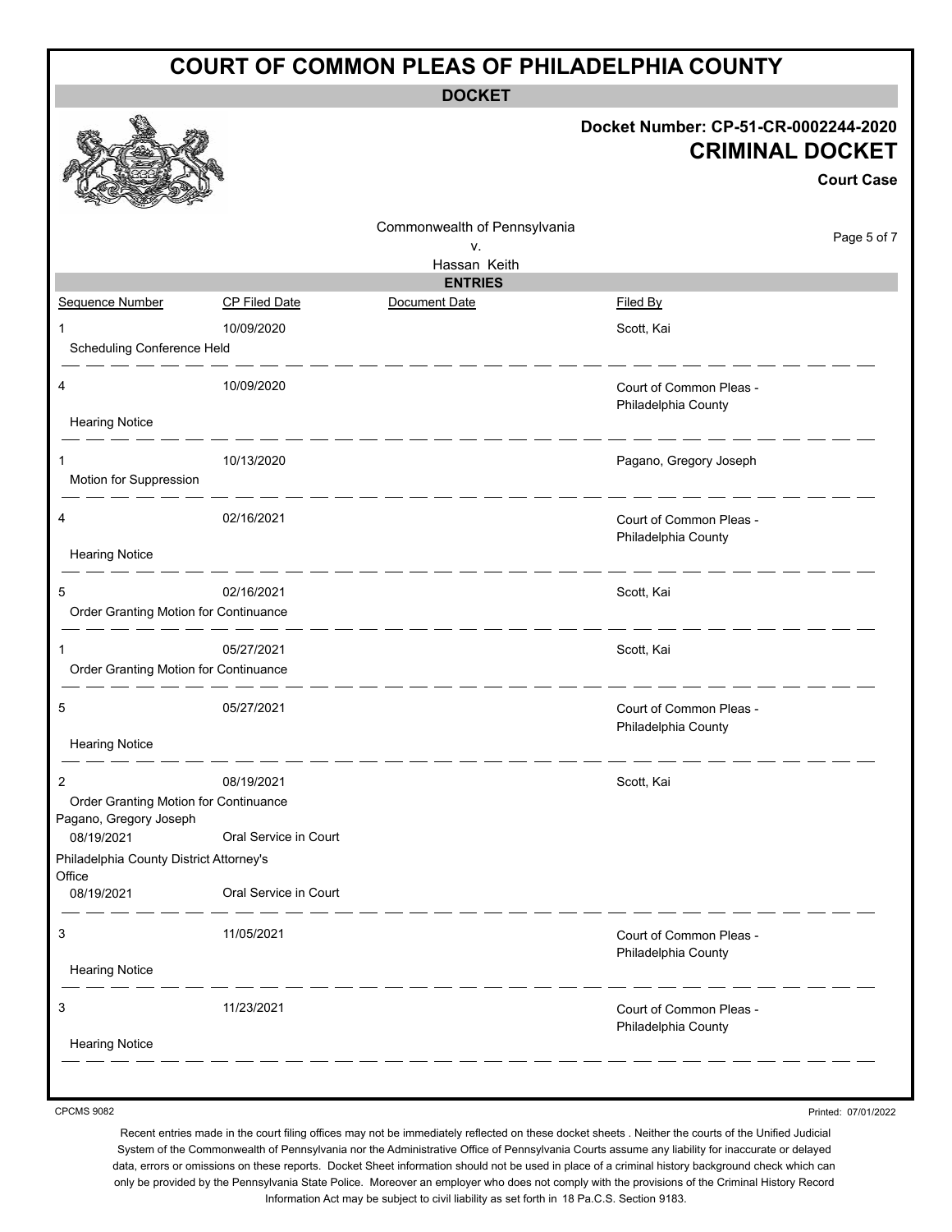# COURT OF COMMON PLEAS OF PHILADELPHIA COUNTY

## DOCKET

**Docket Number: CP-51-CR-0002244-2020**

**CRIMINAL DOCKET**

**Court Case**

Commonwealth of Pennsylvania
v.
Hassan Keith

### ENTRIES

| Sequence Number | CP Filed Date | Document Date | Filed By |
|---|---|---|---|
| 1<br>Scheduling Conference Held | 10/09/2020 | | Scott, Kai |
| 4<br>Hearing Notice | 10/09/2020 | | Court of Common Pleas - Philadelphia County |
| 1<br>Motion for Suppression | 10/13/2020 | | Pagano, Gregory Joseph |
| 4<br>Hearing Notice | 02/16/2021 | | Court of Common Pleas - Philadelphia County |
| 5<br>Order Granting Motion for Continuance | 02/16/2021 | | Scott, Kai |
| 1<br>Order Granting Motion for Continuance | 05/27/2021 | | Scott, Kai |
| 5<br>Hearing Notice | 05/27/2021 | | Court of Common Pleas - Philadelphia County |
| 2<br>Order Granting Motion for Continuance<br>Pagano, Gregory Joseph<br>08/19/2021 Oral Service in Court<br>Philadelphia County District Attorney's Office<br>08/19/2021 Oral Service in Court | 08/19/2021 | | Scott, Kai |
| 3<br>Hearing Notice | 11/05/2021 | | Court of Common Pleas - Philadelphia County |
| 3<br>Hearing Notice | 11/23/2021 | | Court of Common Pleas - Philadelphia County |

CPCMS 9082

Printed: 07/01/2022

Recent entries made in the court filing offices may not be immediately reflected on these docket sheets . Neither the courts of the Unified Judicial System of the Commonwealth of Pennsylvania nor the Administrative Office of Pennsylvania Courts assume any liability for inaccurate or delayed data, errors or omissions on these reports. Docket Sheet information should not be used in place of a criminal history background check which can only be provided by the Pennsylvania State Police. Moreover an employer who does not comply with the provisions of the Criminal History Record Information Act may be subject to civil liability as set forth in 18 Pa.C.S. Section 9183.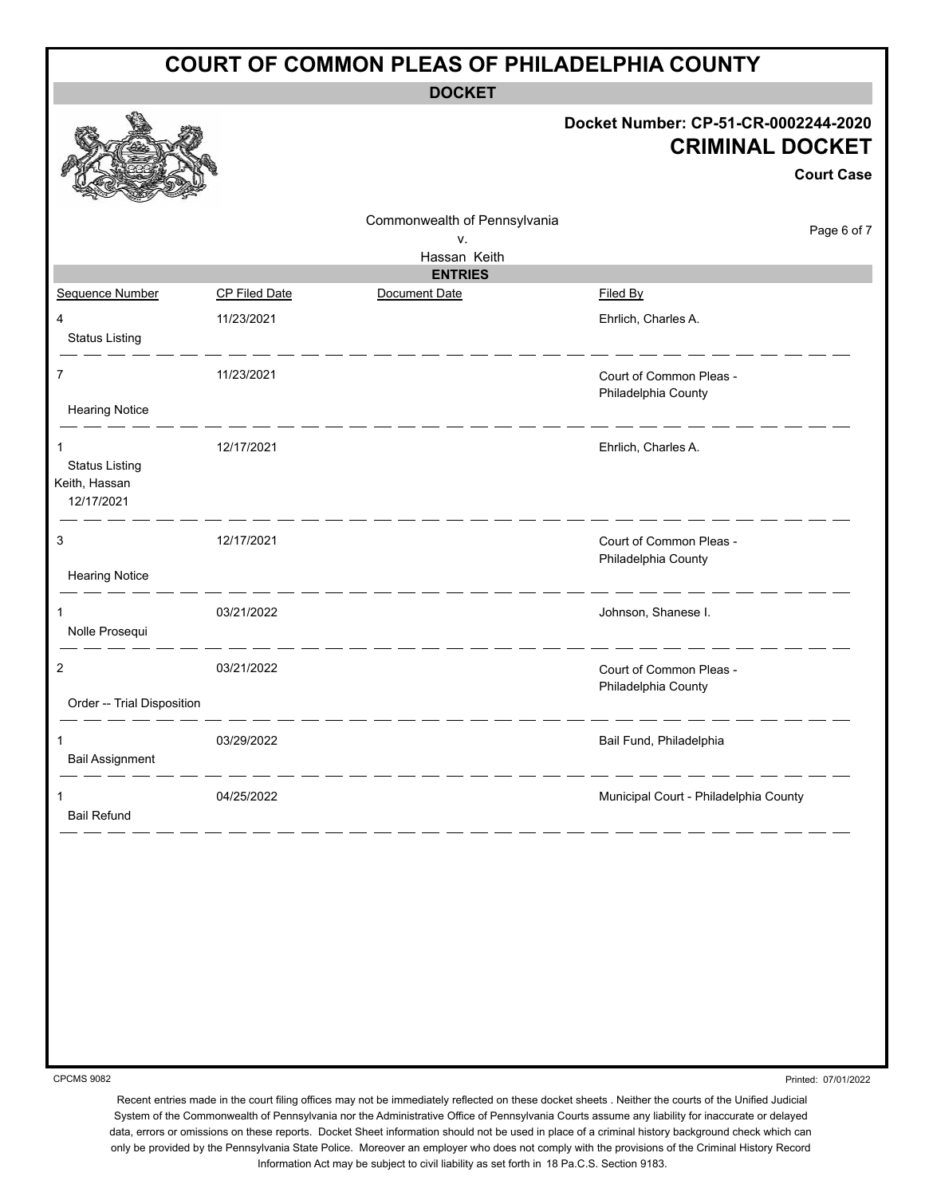# COURT OF COMMON PLEAS OF PHILADELPHIA COUNTY

**DOCKET**

**Docket Number: CP-51-CR-0002244-2020**

## CRIMINAL DOCKET

**Court Case**

Commonwealth of Pennsylvania
v.
Hassan Keith

**ENTRIES**

| Sequence Number | CP Filed Date | Document Date | Filed By |
|---|---|---|---|
| 4<br>Status Listing | 11/23/2021 | | Ehrlich, Charles A. |
| 7<br>Hearing Notice | 11/23/2021 | | Court of Common Pleas - Philadelphia County |
| 1<br>Status Listing<br>Keith, Hassan<br>12/17/2021 | 12/17/2021 | | Ehrlich, Charles A. |
| 3<br>Hearing Notice | 12/17/2021 | | Court of Common Pleas - Philadelphia County |
| 1<br>Nolle Prosequi | 03/21/2022 | | Johnson, Shanese I. |
| 2<br>Order -- Trial Disposition | 03/21/2022 | | Court of Common Pleas - Philadelphia County |
| 1<br>Bail Assignment | 03/29/2022 | | Bail Fund, Philadelphia |
| 1<br>Bail Refund | 04/25/2022 | | Municipal Court - Philadelphia County |

CPCMS 9082

Printed: 07/01/2022

Recent entries made in the court filing offices may not be immediately reflected on these docket sheets . Neither the courts of the Unified Judicial System of the Commonwealth of Pennsylvania nor the Administrative Office of Pennsylvania Courts assume any liability for inaccurate or delayed data, errors or omissions on these reports. Docket Sheet information should not be used in place of a criminal history background check which can only be provided by the Pennsylvania State Police. Moreover an employer who does not comply with the provisions of the Criminal History Record Information Act may be subject to civil liability as set forth in 18 Pa.C.S. Section 9183.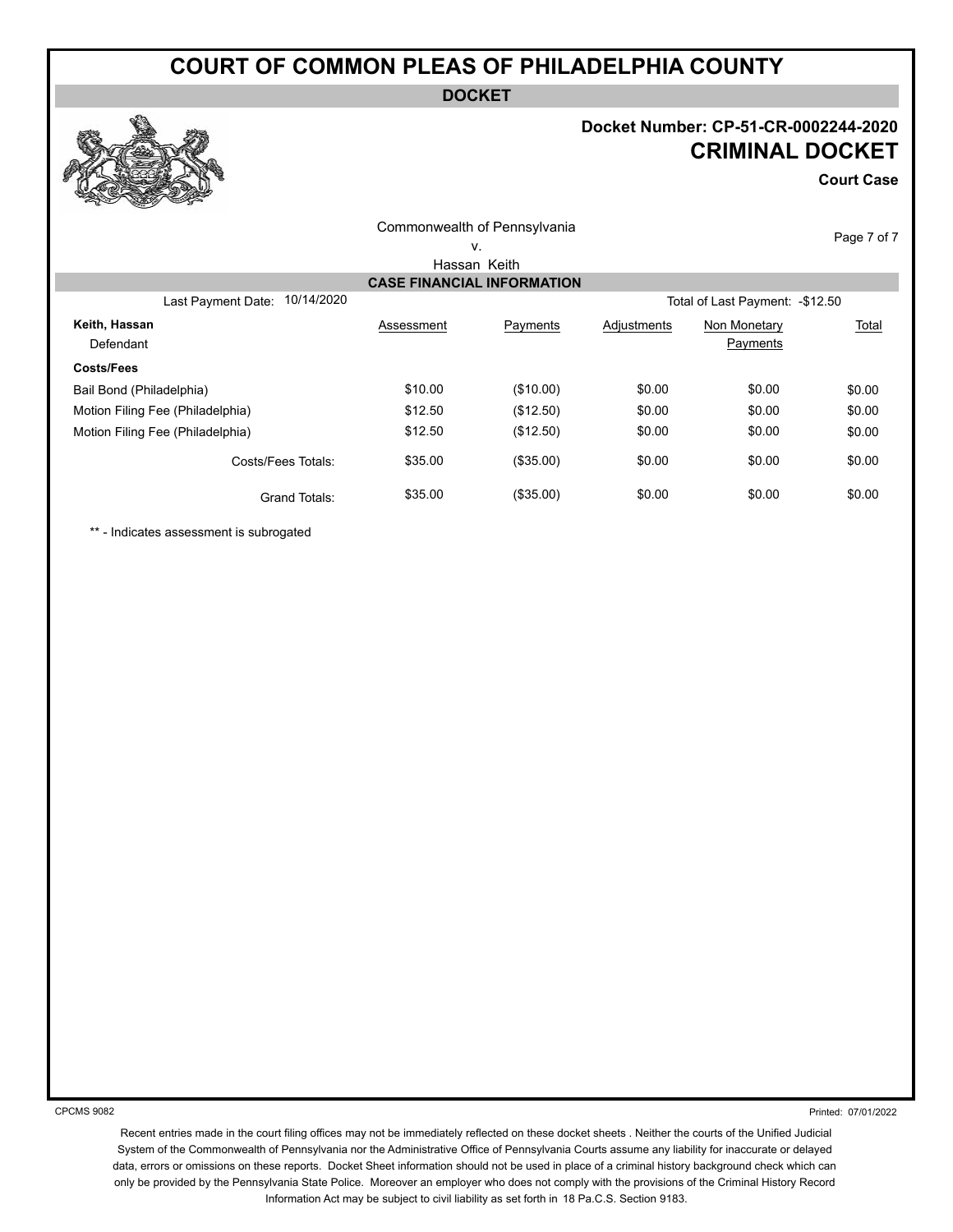# COURT OF COMMON PLEAS OF PHILADELPHIA COUNTY

**DOCKET**

**Docket Number: CP-51-CR-0002244-2020**

## CRIMINAL DOCKET

**Court Case**

Commonwealth of Pennsylvania
v.
Hassan Keith

### CASE FINANCIAL INFORMATION

Last Payment Date: 10/14/2020

Total of Last Payment: -$12.50

| **Keith, Hassan** Defendant | Assessment | Payments | Adjustments | Non Monetary Payments | Total |
|---|---|---|---|---|---|
| **Costs/Fees** | | | | | |
| Bail Bond (Philadelphia) | $10.00 | ($10.00) | $0.00 | $0.00 | $0.00 |
| Motion Filing Fee (Philadelphia) | $12.50 | ($12.50) | $0.00 | $0.00 | $0.00 |
| Motion Filing Fee (Philadelphia) | $12.50 | ($12.50) | $0.00 | $0.00 | $0.00 |
| Costs/Fees Totals: | $35.00 | ($35.00) | $0.00 | $0.00 | $0.00 |
| Grand Totals: | $35.00 | ($35.00) | $0.00 | $0.00 | $0.00 |

** - Indicates assessment is subrogated

CPCMS 9082

Printed: 07/01/2022

Recent entries made in the court filing offices may not be immediately reflected on these docket sheets . Neither the courts of the Unified Judicial System of the Commonwealth of Pennsylvania nor the Administrative Office of Pennsylvania Courts assume any liability for inaccurate or delayed data, errors or omissions on these reports. Docket Sheet information should not be used in place of a criminal history background check which can only be provided by the Pennsylvania State Police. Moreover an employer who does not comply with the provisions of the Criminal History Record Information Act may be subject to civil liability as set forth in 18 Pa.C.S. Section 9183.